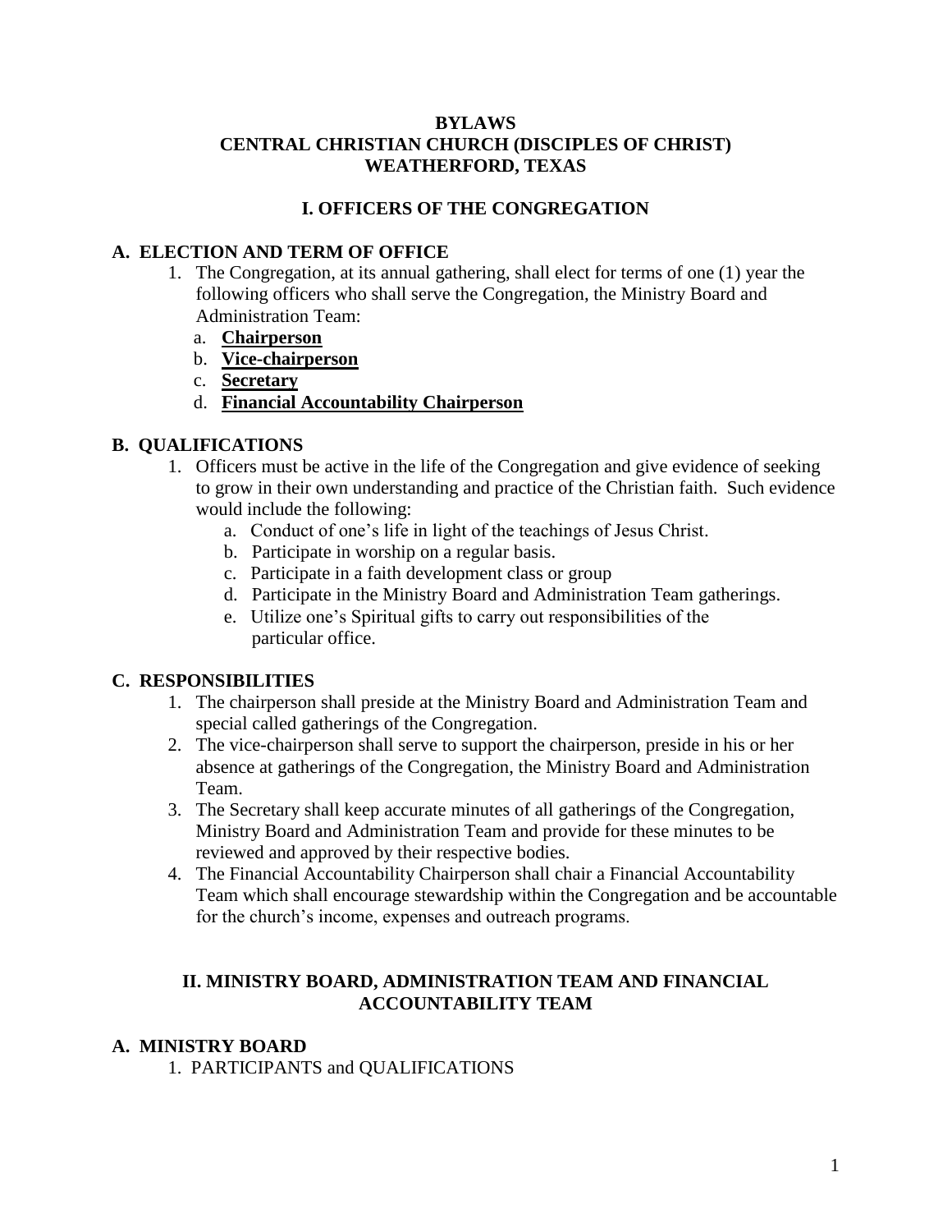# BYLAWS
# CENTRAL CHRISTIAN CHURCH (DISCIPLES OF CHRIST)
# WEATHERFORD, TEXAS

## I. OFFICERS OF THE CONGREGATION

### A. ELECTION AND TERM OF OFFICE

1. The Congregation, at its annual gathering, shall elect for terms of one (1) year the following officers who shall serve the Congregation, the Ministry Board and Administration Team:
   a. **Chairperson**
   b. **Vice-chairperson**
   c. **Secretary**
   d. **Financial Accountability Chairperson**

### B. QUALIFICATIONS

1. Officers must be active in the life of the Congregation and give evidence of seeking to grow in their own understanding and practice of the Christian faith. Such evidence would include the following:
   a. Conduct of one's life in light of the teachings of Jesus Christ.
   b. Participate in worship on a regular basis.
   c. Participate in a faith development class or group
   d. Participate in the Ministry Board and Administration Team gatherings.
   e. Utilize one's Spiritual gifts to carry out responsibilities of the particular office.

### C. RESPONSIBILITIES

1. The chairperson shall preside at the Ministry Board and Administration Team and special called gatherings of the Congregation.
2. The vice-chairperson shall serve to support the chairperson, preside in his or her absence at gatherings of the Congregation, the Ministry Board and Administration Team.
3. The Secretary shall keep accurate minutes of all gatherings of the Congregation, Ministry Board and Administration Team and provide for these minutes to be reviewed and approved by their respective bodies.
4. The Financial Accountability Chairperson shall chair a Financial Accountability Team which shall encourage stewardship within the Congregation and be accountable for the church's income, expenses and outreach programs.

## II. MINISTRY BOARD, ADMINISTRATION TEAM AND FINANCIAL ACCOUNTABILITY TEAM

### A. MINISTRY BOARD

1. PARTICIPANTS and QUALIFICATIONS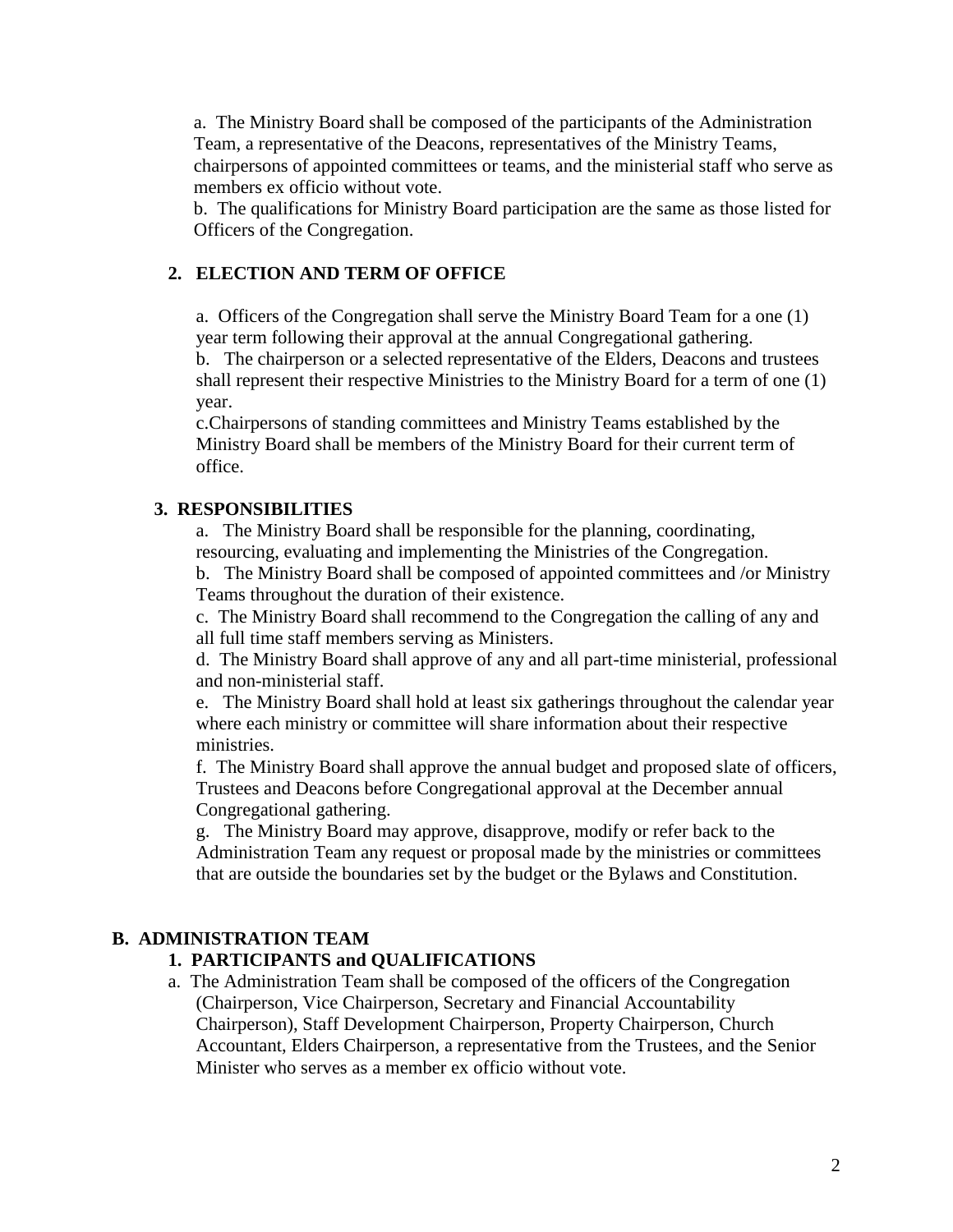a. The Ministry Board shall be composed of the participants of the Administration Team, a representative of the Deacons, representatives of the Ministry Teams, chairpersons of appointed committees or teams, and the ministerial staff who serve as members ex officio without vote.

b. The qualifications for Ministry Board participation are the same as those listed for Officers of the Congregation.

### 2. ELECTION AND TERM OF OFFICE

a. Officers of the Congregation shall serve the Ministry Board Team for a one (1) year term following their approval at the annual Congregational gathering.

b. The chairperson or a selected representative of the Elders, Deacons and trustees shall represent their respective Ministries to the Ministry Board for a term of one (1) year.

c.Chairpersons of standing committees and Ministry Teams established by the Ministry Board shall be members of the Ministry Board for their current term of office.

### 3. RESPONSIBILITIES

a. The Ministry Board shall be responsible for the planning, coordinating, resourcing, evaluating and implementing the Ministries of the Congregation.

b. The Ministry Board shall be composed of appointed committees and /or Ministry Teams throughout the duration of their existence.

c. The Ministry Board shall recommend to the Congregation the calling of any and all full time staff members serving as Ministers.

d. The Ministry Board shall approve of any and all part-time ministerial, professional and non-ministerial staff.

e. The Ministry Board shall hold at least six gatherings throughout the calendar year where each ministry or committee will share information about their respective ministries.

f. The Ministry Board shall approve the annual budget and proposed slate of officers, Trustees and Deacons before Congregational approval at the December annual Congregational gathering.

g. The Ministry Board may approve, disapprove, modify or refer back to the Administration Team any request or proposal made by the ministries or committees that are outside the boundaries set by the budget or the Bylaws and Constitution.

## B. ADMINISTRATION TEAM

### 1. PARTICIPANTS and QUALIFICATIONS

a. The Administration Team shall be composed of the officers of the Congregation (Chairperson, Vice Chairperson, Secretary and Financial Accountability Chairperson), Staff Development Chairperson, Property Chairperson, Church Accountant, Elders Chairperson, a representative from the Trustees, and the Senior Minister who serves as a member ex officio without vote.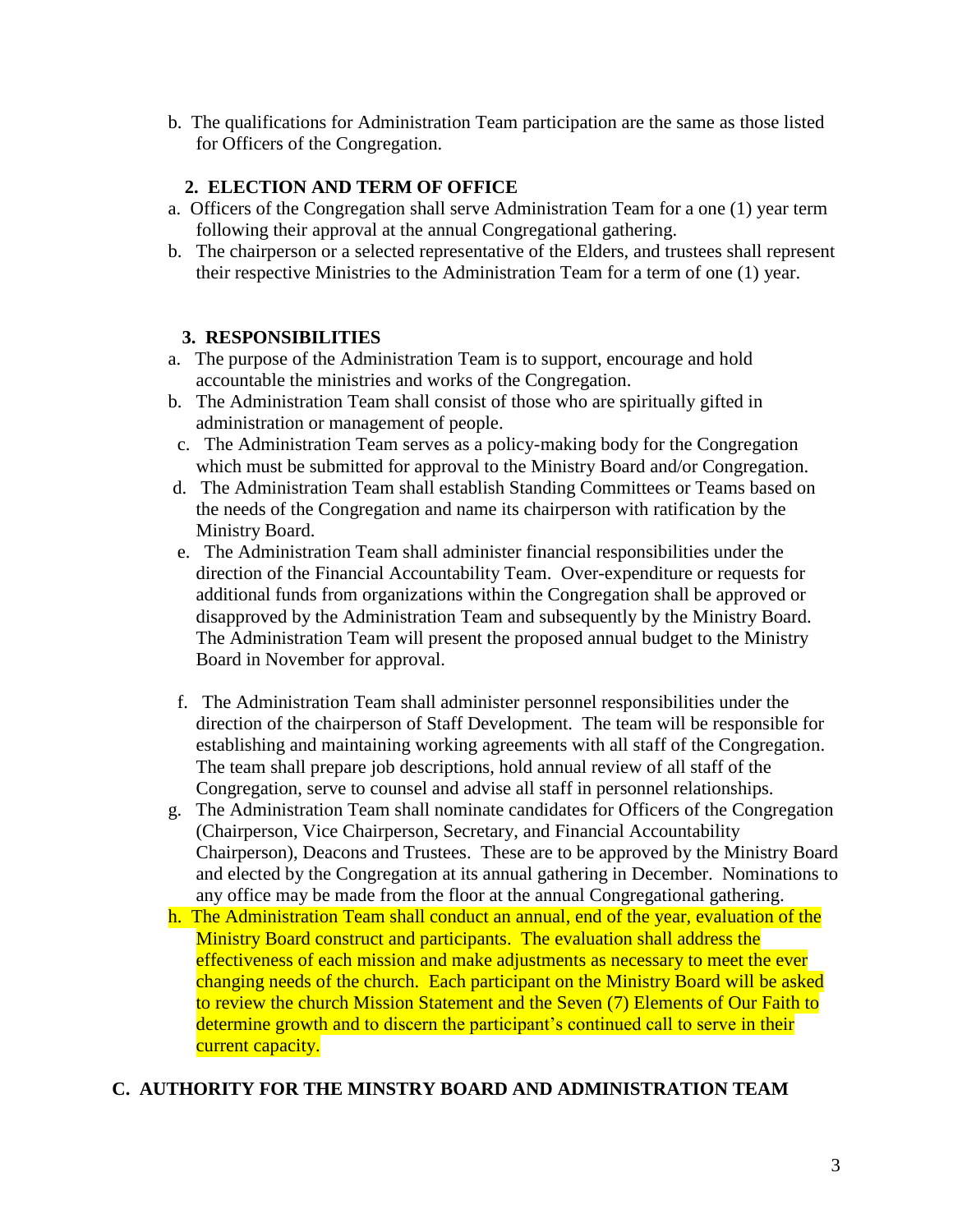b. The qualifications for Administration Team participation are the same as those listed for Officers of the Congregation.

**2. ELECTION AND TERM OF OFFICE**

a. Officers of the Congregation shall serve Administration Team for a one (1) year term following their approval at the annual Congregational gathering.

b. The chairperson or a selected representative of the Elders, and trustees shall represent their respective Ministries to the Administration Team for a term of one (1) year.

**3. RESPONSIBILITIES**

a. The purpose of the Administration Team is to support, encourage and hold accountable the ministries and works of the Congregation.

b. The Administration Team shall consist of those who are spiritually gifted in administration or management of people.

c. The Administration Team serves as a policy-making body for the Congregation which must be submitted for approval to the Ministry Board and/or Congregation.

d. The Administration Team shall establish Standing Committees or Teams based on the needs of the Congregation and name its chairperson with ratification by the Ministry Board.

e. The Administration Team shall administer financial responsibilities under the direction of the Financial Accountability Team. Over-expenditure or requests for additional funds from organizations within the Congregation shall be approved or disapproved by the Administration Team and subsequently by the Ministry Board. The Administration Team will present the proposed annual budget to the Ministry Board in November for approval.

f. The Administration Team shall administer personnel responsibilities under the direction of the chairperson of Staff Development. The team will be responsible for establishing and maintaining working agreements with all staff of the Congregation. The team shall prepare job descriptions, hold annual review of all staff of the Congregation, serve to counsel and advise all staff in personnel relationships.

g. The Administration Team shall nominate candidates for Officers of the Congregation (Chairperson, Vice Chairperson, Secretary, and Financial Accountability Chairperson), Deacons and Trustees. These are to be approved by the Ministry Board and elected by the Congregation at its annual gathering in December. Nominations to any office may be made from the floor at the annual Congregational gathering.

h. The Administration Team shall conduct an annual, end of the year, evaluation of the Ministry Board construct and participants. The evaluation shall address the effectiveness of each mission and make adjustments as necessary to meet the ever changing needs of the church. Each participant on the Ministry Board will be asked to review the church Mission Statement and the Seven (7) Elements of Our Faith to determine growth and to discern the participant's continued call to serve in their current capacity.

## C. AUTHORITY FOR THE MINSTRY BOARD AND ADMINISTRATION TEAM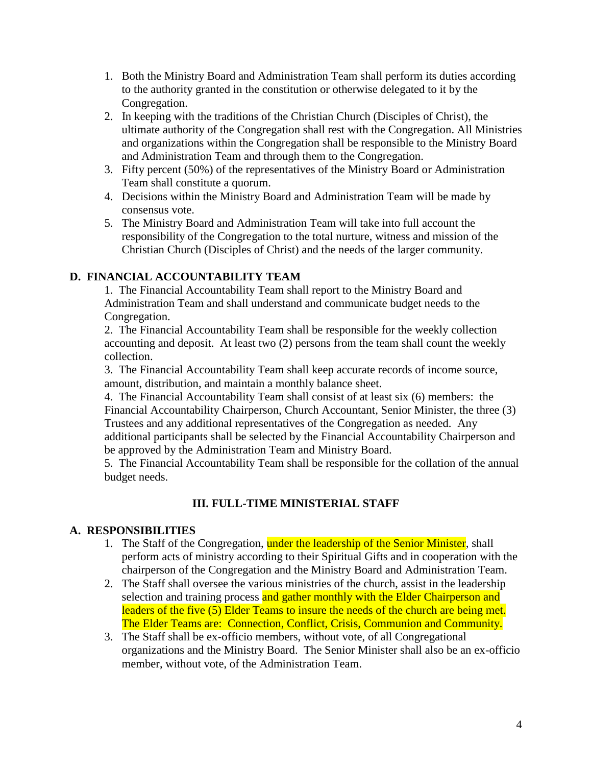1. Both the Ministry Board and Administration Team shall perform its duties according to the authority granted in the constitution or otherwise delegated to it by the Congregation.
2. In keeping with the traditions of the Christian Church (Disciples of Christ), the ultimate authority of the Congregation shall rest with the Congregation. All Ministries and organizations within the Congregation shall be responsible to the Ministry Board and Administration Team and through them to the Congregation.
3. Fifty percent (50%) of the representatives of the Ministry Board or Administration Team shall constitute a quorum.
4. Decisions within the Ministry Board and Administration Team will be made by consensus vote.
5. The Ministry Board and Administration Team will take into full account the responsibility of the Congregation to the total nurture, witness and mission of the Christian Church (Disciples of Christ) and the needs of the larger community.

### D. FINANCIAL ACCOUNTABILITY TEAM

1. The Financial Accountability Team shall report to the Ministry Board and Administration Team and shall understand and communicate budget needs to the Congregation.
2. The Financial Accountability Team shall be responsible for the weekly collection accounting and deposit. At least two (2) persons from the team shall count the weekly collection.
3. The Financial Accountability Team shall keep accurate records of income source, amount, distribution, and maintain a monthly balance sheet.
4. The Financial Accountability Team shall consist of at least six (6) members: the Financial Accountability Chairperson, Church Accountant, Senior Minister, the three (3) Trustees and any additional representatives of the Congregation as needed. Any additional participants shall be selected by the Financial Accountability Chairperson and be approved by the Administration Team and Ministry Board.
5. The Financial Accountability Team shall be responsible for the collation of the annual budget needs.

## III. FULL-TIME MINISTERIAL STAFF

### A. RESPONSIBILITIES

1. The Staff of the Congregation, under the leadership of the Senior Minister, shall perform acts of ministry according to their Spiritual Gifts and in cooperation with the chairperson of the Congregation and the Ministry Board and Administration Team.
2. The Staff shall oversee the various ministries of the church, assist in the leadership selection and training process and gather monthly with the Elder Chairperson and leaders of the five (5) Elder Teams to insure the needs of the church are being met. The Elder Teams are: Connection, Conflict, Crisis, Communion and Community.
3. The Staff shall be ex-officio members, without vote, of all Congregational organizations and the Ministry Board. The Senior Minister shall also be an ex-officio member, without vote, of the Administration Team.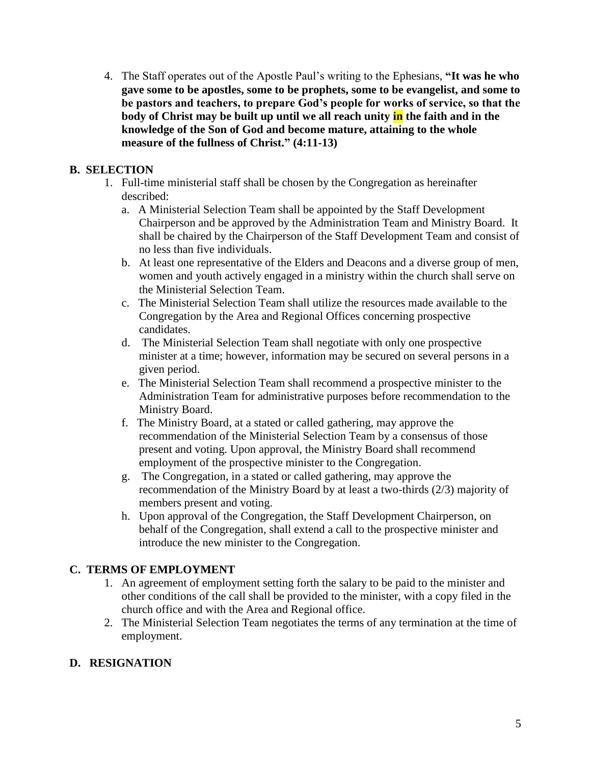4. The Staff operates out of the Apostle Paul's writing to the Ephesians, **"It was he who gave some to be apostles, some to be prophets, some to be evangelist, and some to be pastors and teachers, to prepare God's people for works of service, so that the body of Christ may be built up until we all reach unity in the faith and in the knowledge of the Son of God and become mature, attaining to the whole measure of the fullness of Christ." (4:11-13)**

## B. SELECTION

1. Full-time ministerial staff shall be chosen by the Congregation as hereinafter described:
   a. A Ministerial Selection Team shall be appointed by the Staff Development Chairperson and be approved by the Administration Team and Ministry Board. It shall be chaired by the Chairperson of the Staff Development Team and consist of no less than five individuals.
   b. At least one representative of the Elders and Deacons and a diverse group of men, women and youth actively engaged in a ministry within the church shall serve on the Ministerial Selection Team.
   c. The Ministerial Selection Team shall utilize the resources made available to the Congregation by the Area and Regional Offices concerning prospective candidates.
   d. The Ministerial Selection Team shall negotiate with only one prospective minister at a time; however, information may be secured on several persons in a given period.
   e. The Ministerial Selection Team shall recommend a prospective minister to the Administration Team for administrative purposes before recommendation to the Ministry Board.
   f. The Ministry Board, at a stated or called gathering, may approve the recommendation of the Ministerial Selection Team by a consensus of those present and voting. Upon approval, the Ministry Board shall recommend employment of the prospective minister to the Congregation.
   g. The Congregation, in a stated or called gathering, may approve the recommendation of the Ministry Board by at least a two-thirds (2/3) majority of members present and voting.
   h. Upon approval of the Congregation, the Staff Development Chairperson, on behalf of the Congregation, shall extend a call to the prospective minister and introduce the new minister to the Congregation.

## C. TERMS OF EMPLOYMENT

1. An agreement of employment setting forth the salary to be paid to the minister and other conditions of the call shall be provided to the minister, with a copy filed in the church office and with the Area and Regional office.
2. The Ministerial Selection Team negotiates the terms of any termination at the time of employment.

## D. RESIGNATION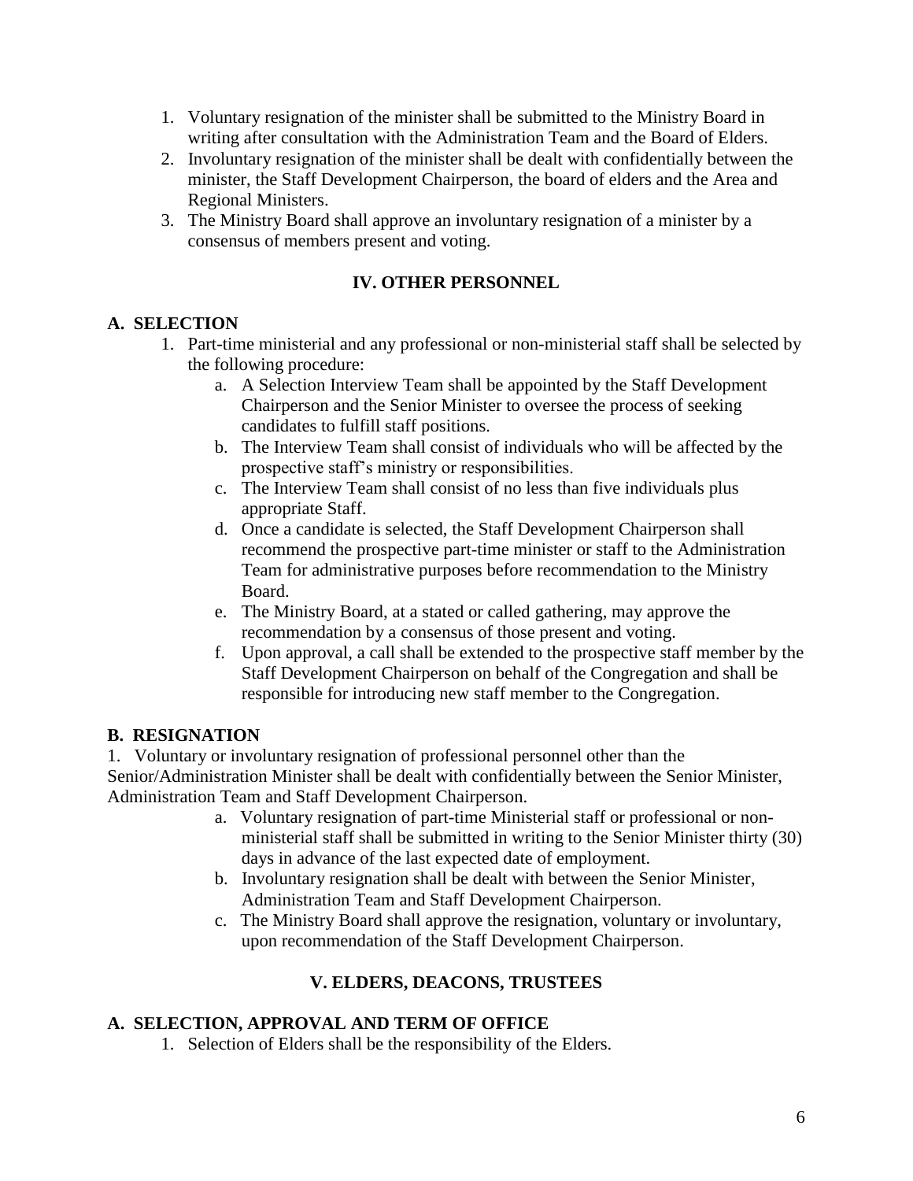1. Voluntary resignation of the minister shall be submitted to the Ministry Board in writing after consultation with the Administration Team and the Board of Elders.
2. Involuntary resignation of the minister shall be dealt with confidentially between the minister, the Staff Development Chairperson, the board of elders and the Area and Regional Ministers.
3. The Ministry Board shall approve an involuntary resignation of a minister by a consensus of members present and voting.

## IV. OTHER PERSONNEL

### A. SELECTION

1. Part-time ministerial and any professional or non-ministerial staff shall be selected by the following procedure:
   a. A Selection Interview Team shall be appointed by the Staff Development Chairperson and the Senior Minister to oversee the process of seeking candidates to fulfill staff positions.
   b. The Interview Team shall consist of individuals who will be affected by the prospective staff's ministry or responsibilities.
   c. The Interview Team shall consist of no less than five individuals plus appropriate Staff.
   d. Once a candidate is selected, the Staff Development Chairperson shall recommend the prospective part-time minister or staff to the Administration Team for administrative purposes before recommendation to the Ministry Board.
   e. The Ministry Board, at a stated or called gathering, may approve the recommendation by a consensus of those present and voting.
   f. Upon approval, a call shall be extended to the prospective staff member by the Staff Development Chairperson on behalf of the Congregation and shall be responsible for introducing new staff member to the Congregation.

### B. RESIGNATION

1. Voluntary or involuntary resignation of professional personnel other than the Senior/Administration Minister shall be dealt with confidentially between the Senior Minister, Administration Team and Staff Development Chairperson.
   a. Voluntary resignation of part-time Ministerial staff or professional or non-ministerial staff shall be submitted in writing to the Senior Minister thirty (30) days in advance of the last expected date of employment.
   b. Involuntary resignation shall be dealt with between the Senior Minister, Administration Team and Staff Development Chairperson.
   c. The Ministry Board shall approve the resignation, voluntary or involuntary, upon recommendation of the Staff Development Chairperson.

## V. ELDERS, DEACONS, TRUSTEES

### A. SELECTION, APPROVAL AND TERM OF OFFICE

1. Selection of Elders shall be the responsibility of the Elders.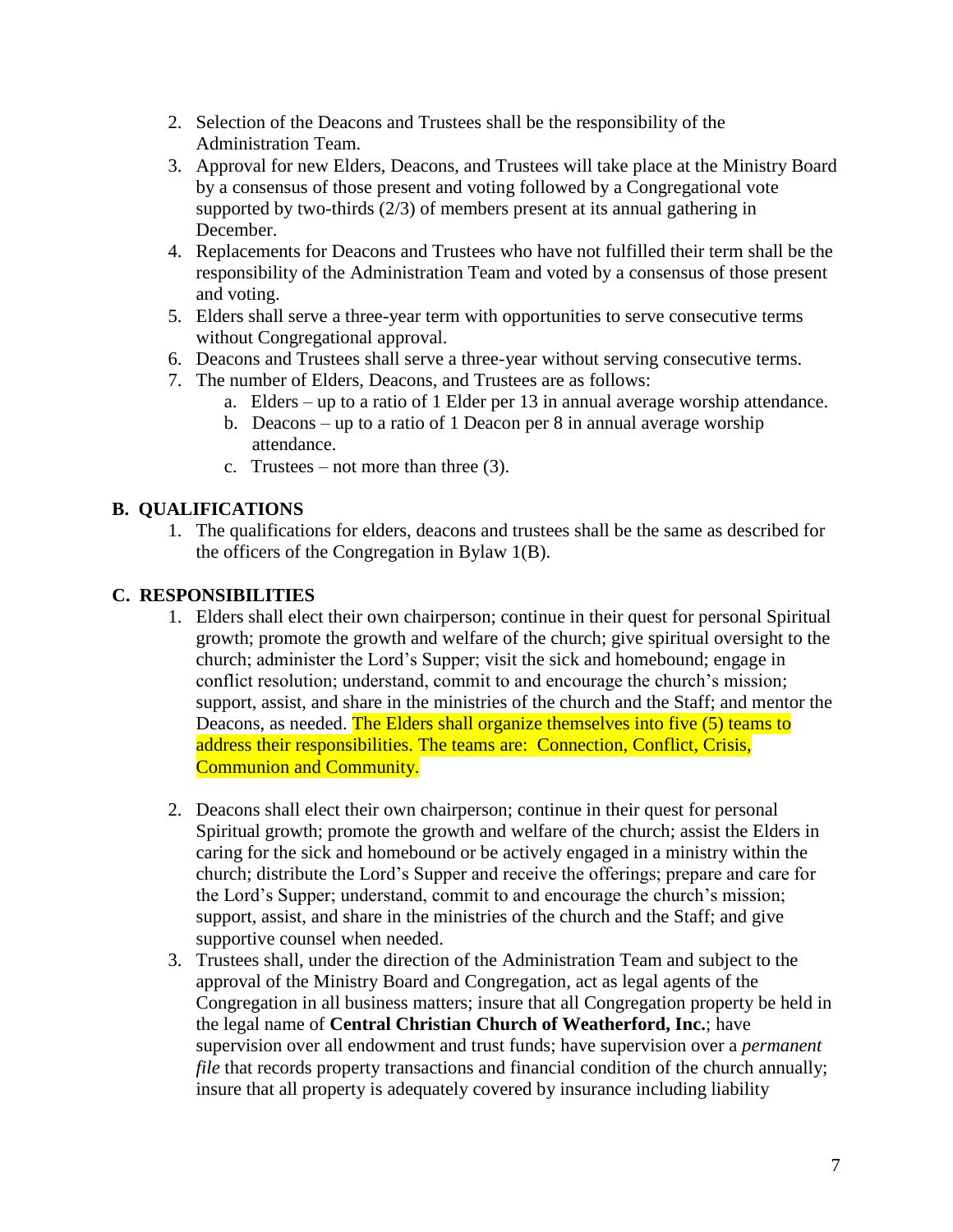2. Selection of the Deacons and Trustees shall be the responsibility of the Administration Team.
3. Approval for new Elders, Deacons, and Trustees will take place at the Ministry Board by a consensus of those present and voting followed by a Congregational vote supported by two-thirds (2/3) of members present at its annual gathering in December.
4. Replacements for Deacons and Trustees who have not fulfilled their term shall be the responsibility of the Administration Team and voted by a consensus of those present and voting.
5. Elders shall serve a three-year term with opportunities to serve consecutive terms without Congregational approval.
6. Deacons and Trustees shall serve a three-year without serving consecutive terms.
7. The number of Elders, Deacons, and Trustees are as follows:
   a. Elders – up to a ratio of 1 Elder per 13 in annual average worship attendance.
   b. Deacons – up to a ratio of 1 Deacon per 8 in annual average worship attendance.
   c. Trustees – not more than three (3).

## B. QUALIFICATIONS

1. The qualifications for elders, deacons and trustees shall be the same as described for the officers of the Congregation in Bylaw 1(B).

## C. RESPONSIBILITIES

1. Elders shall elect their own chairperson; continue in their quest for personal Spiritual growth; promote the growth and welfare of the church; give spiritual oversight to the church; administer the Lord's Supper; visit the sick and homebound; engage in conflict resolution; understand, commit to and encourage the church's mission; support, assist, and share in the ministries of the church and the Staff; and mentor the Deacons, as needed. The Elders shall organize themselves into five (5) teams to address their responsibilities. The teams are: Connection, Conflict, Crisis, Communion and Community.

2. Deacons shall elect their own chairperson; continue in their quest for personal Spiritual growth; promote the growth and welfare of the church; assist the Elders in caring for the sick and homebound or be actively engaged in a ministry within the church; distribute the Lord's Supper and receive the offerings; prepare and care for the Lord's Supper; understand, commit to and encourage the church's mission; support, assist, and share in the ministries of the church and the Staff; and give supportive counsel when needed.
3. Trustees shall, under the direction of the Administration Team and subject to the approval of the Ministry Board and Congregation, act as legal agents of the Congregation in all business matters; insure that all Congregation property be held in the legal name of **Central Christian Church of Weatherford, Inc.**; have supervision over all endowment and trust funds; have supervision over a *permanent file* that records property transactions and financial condition of the church annually; insure that all property is adequately covered by insurance including liability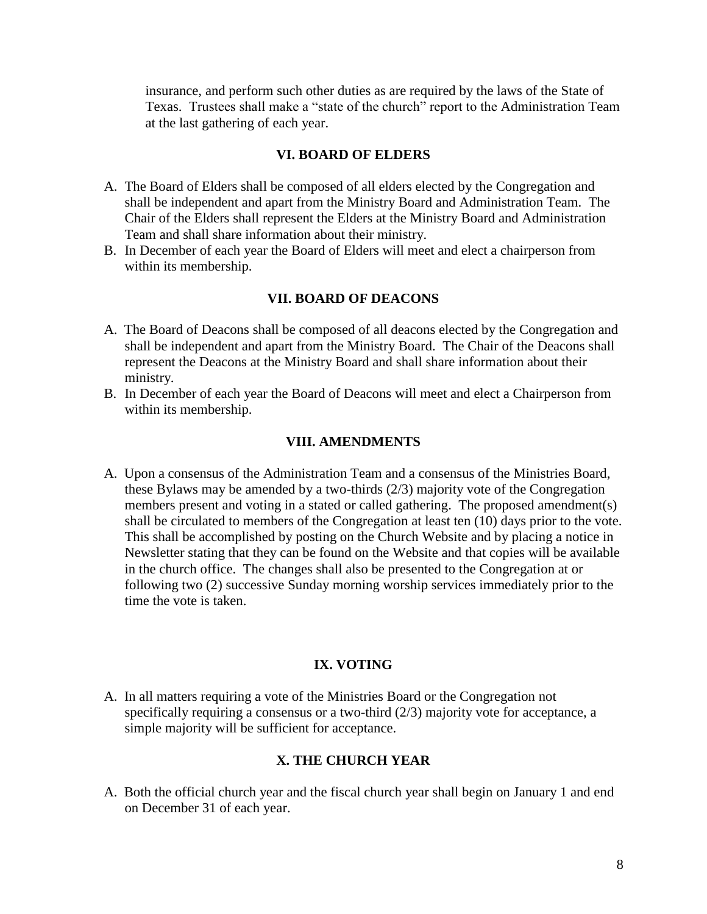insurance, and perform such other duties as are required by the laws of the State of Texas. Trustees shall make a "state of the church" report to the Administration Team at the last gathering of each year.

## VI. BOARD OF ELDERS

A. The Board of Elders shall be composed of all elders elected by the Congregation and shall be independent and apart from the Ministry Board and Administration Team. The Chair of the Elders shall represent the Elders at the Ministry Board and Administration Team and shall share information about their ministry.
B. In December of each year the Board of Elders will meet and elect a chairperson from within its membership.

## VII. BOARD OF DEACONS

A. The Board of Deacons shall be composed of all deacons elected by the Congregation and shall be independent and apart from the Ministry Board. The Chair of the Deacons shall represent the Deacons at the Ministry Board and shall share information about their ministry.
B. In December of each year the Board of Deacons will meet and elect a Chairperson from within its membership.

## VIII. AMENDMENTS

A. Upon a consensus of the Administration Team and a consensus of the Ministries Board, these Bylaws may be amended by a two-thirds (2/3) majority vote of the Congregation members present and voting in a stated or called gathering. The proposed amendment(s) shall be circulated to members of the Congregation at least ten (10) days prior to the vote. This shall be accomplished by posting on the Church Website and by placing a notice in Newsletter stating that they can be found on the Website and that copies will be available in the church office. The changes shall also be presented to the Congregation at or following two (2) successive Sunday morning worship services immediately prior to the time the vote is taken.

## IX. VOTING

A. In all matters requiring a vote of the Ministries Board or the Congregation not specifically requiring a consensus or a two-third (2/3) majority vote for acceptance, a simple majority will be sufficient for acceptance.

## X. THE CHURCH YEAR

A. Both the official church year and the fiscal church year shall begin on January 1 and end on December 31 of each year.